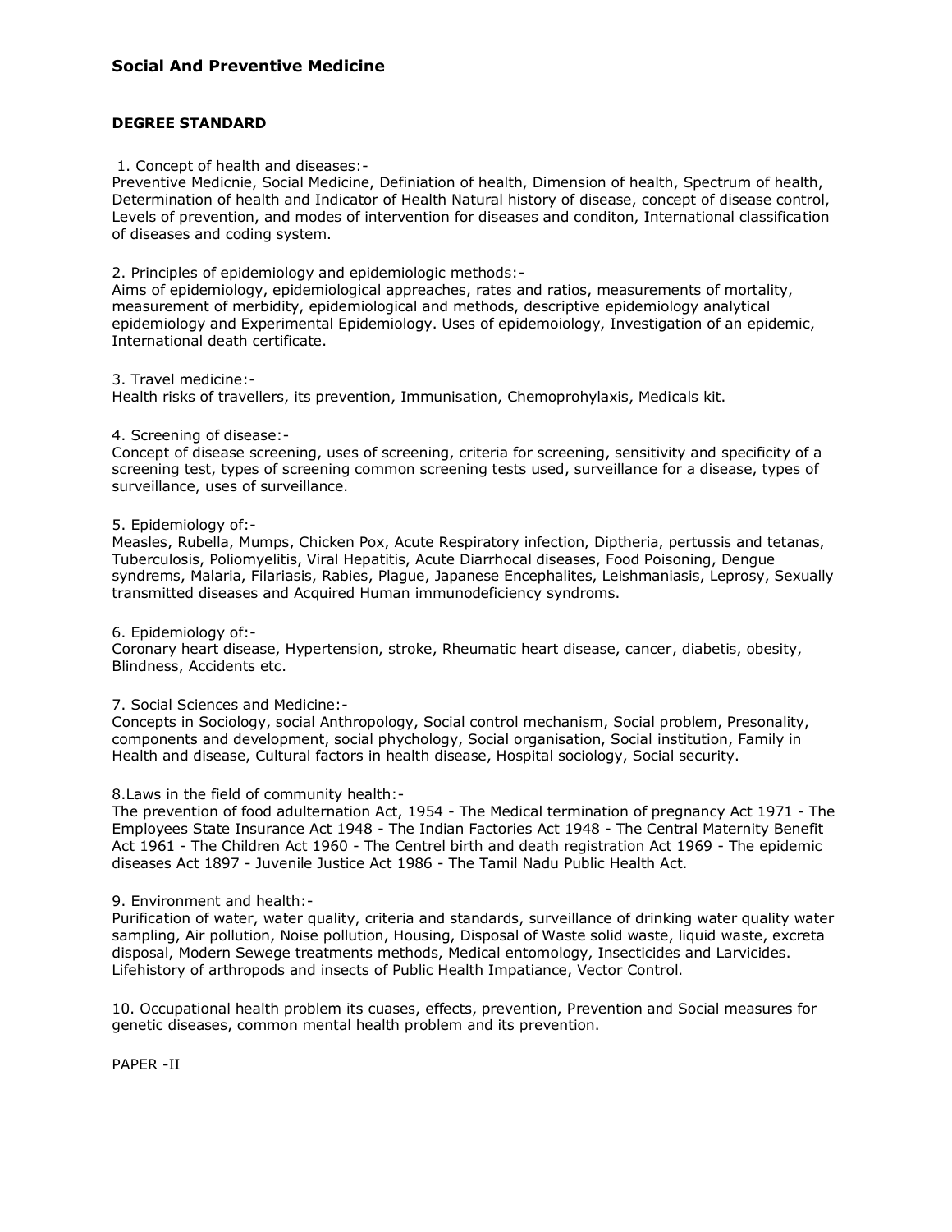## Social And Preventive Medicine

**DEGREE STANDARD**

1. Concept of health and diseases:-
Preventive Medicnie, Social Medicine, Definiation of health, Dimension of health, Spectrum of health, Determination of health and Indicator of Health Natural history of disease, concept of disease control, Levels of prevention, and modes of intervention for diseases and conditon, International classification of diseases and coding system.

2. Principles of epidemiology and epidemiologic methods:-
Aims of epidemiology, epidemiological appreaches, rates and ratios, measurements of mortality, measurement of merbidity, epidemiological and methods, descriptive epidemiology analytical epidemiology and Experimental Epidemiology. Uses of epidemoiology, Investigation of an epidemic, International death certificate.

3. Travel medicine:-
Health risks of travellers, its prevention, Immunisation, Chemoprohylaxis, Medicals kit.

4. Screening of disease:-
Concept of disease screening, uses of screening, criteria for screening, sensitivity and specificity of a screening test, types of screening common screening tests used, surveillance for a disease, types of surveillance, uses of surveillance.

5. Epidemiology of:-
Measles, Rubella, Mumps, Chicken Pox, Acute Respiratory infection, Diptheria, pertussis and tetanas, Tuberculosis, Poliomyelitis, Viral Hepatitis, Acute Diarrhocal diseases, Food Poisoning, Dengue syndrems, Malaria, Filariasis, Rabies, Plague, Japanese Encephalites, Leishmaniasis, Leprosy, Sexually transmitted diseases and Acquired Human immunodeficiency syndroms.

6. Epidemiology of:-
Coronary heart disease, Hypertension, stroke, Rheumatic heart disease, cancer, diabetis, obesity, Blindness, Accidents etc.

7. Social Sciences and Medicine:-
Concepts in Sociology, social Anthropology, Social control mechanism, Social problem, Presonality, components and development, social phychology, Social organisation, Social institution, Family in Health and disease, Cultural factors in health disease, Hospital sociology, Social security.

8. Laws in the field of community health:-
The prevention of food adulternation Act, 1954 - The Medical termination of pregnancy Act 1971 - The Employees State Insurance Act 1948 - The Indian Factories Act 1948 - The Central Maternity Benefit Act 1961 - The Children Act 1960 - The Centrel birth and death registration Act 1969 - The epidemic diseases Act 1897 - Juvenile Justice Act 1986 - The Tamil Nadu Public Health Act.

9. Environment and health:-
Purification of water, water quality, criteria and standards, surveillance of drinking water quality water sampling, Air pollution, Noise pollution, Housing, Disposal of Waste solid waste, liquid waste, excreta disposal, Modern Sewege treatments methods, Medical entomology, Insecticides and Larvicides. Lifehistory of arthropods and insects of Public Health Impatiance, Vector Control.

10. Occupational health problem its cuases, effects, prevention, Prevention and Social measures for genetic diseases, common mental health problem and its prevention.

PAPER -II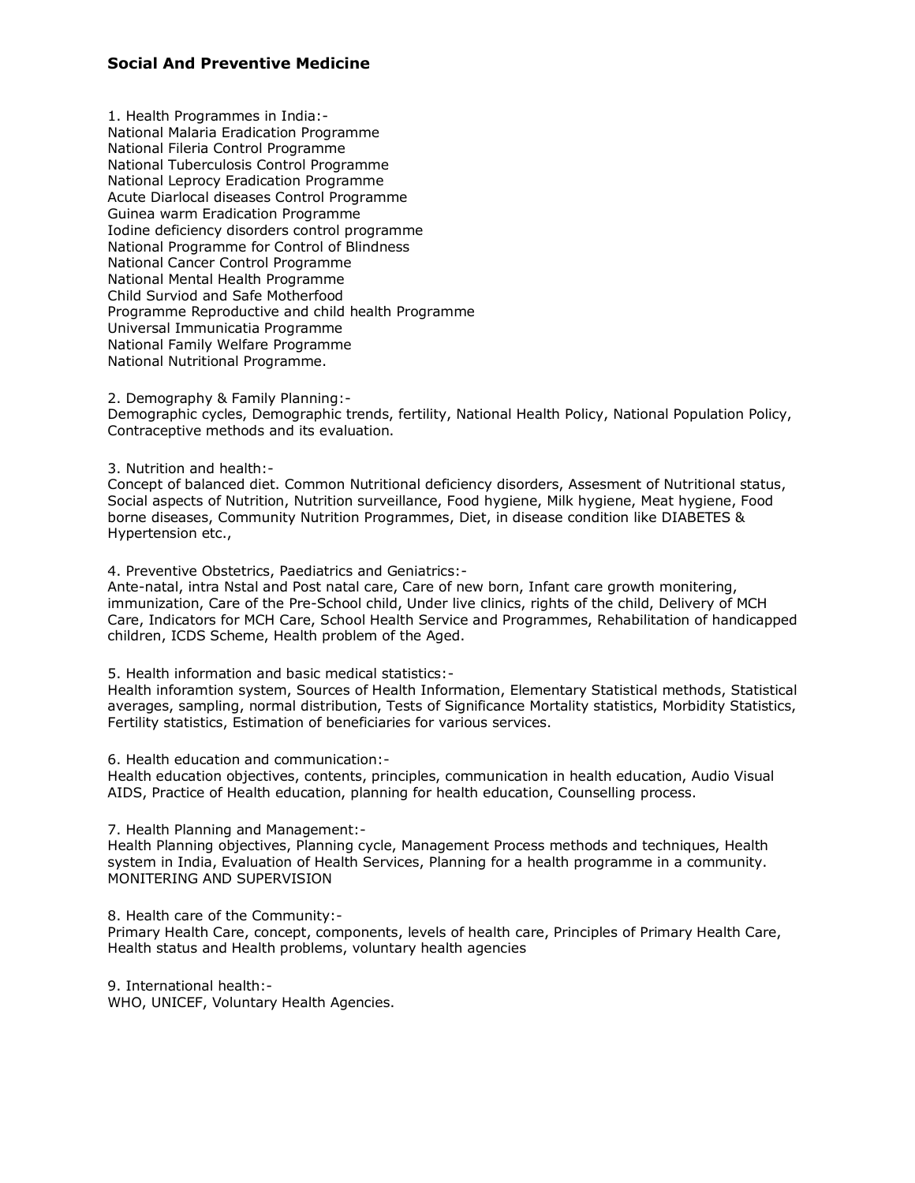## Social And Preventive Medicine

1. Health Programmes in India:-
National Malaria Eradication Programme
National Fileria Control Programme
National Tuberculosis Control Programme
National Leprocy Eradication Programme
Acute Diarlocal diseases Control Programme
Guinea warm Eradication Programme
Iodine deficiency disorders control programme
National Programme for Control of Blindness
National Cancer Control Programme
National Mental Health Programme
Child Surviod and Safe Motherfood
Programme Reproductive and child health Programme
Universal Immunicatia Programme
National Family Welfare Programme
National Nutritional Programme.

2. Demography & Family Planning:-
Demographic cycles, Demographic trends, fertility, National Health Policy, National Population Policy, Contraceptive methods and its evaluation.

3. Nutrition and health:-
Concept of balanced diet. Common Nutritional deficiency disorders, Assesment of Nutritional status, Social aspects of Nutrition, Nutrition surveillance, Food hygiene, Milk hygiene, Meat hygiene, Food borne diseases, Community Nutrition Programmes, Diet, in disease condition like DIABETES & Hypertension etc.,

4. Preventive Obstetrics, Paediatrics and Geniatrics:-
Ante-natal, intra Nstal and Post natal care, Care of new born, Infant care growth monitering, immunization, Care of the Pre-School child, Under live clinics, rights of the child, Delivery of MCH Care, Indicators for MCH Care, School Health Service and Programmes, Rehabilitation of handicapped children, ICDS Scheme, Health problem of the Aged.

5. Health information and basic medical statistics:-
Health inforamtion system, Sources of Health Information, Elementary Statistical methods, Statistical averages, sampling, normal distribution, Tests of Significance Mortality statistics, Morbidity Statistics, Fertility statistics, Estimation of beneficiaries for various services.

6. Health education and communication:-
Health education objectives, contents, principles, communication in health education, Audio Visual AIDS, Practice of Health education, planning for health education, Counselling process.

7. Health Planning and Management:-
Health Planning objectives, Planning cycle, Management Process methods and techniques, Health system in India, Evaluation of Health Services, Planning for a health programme in a community. MONITERING AND SUPERVISION

8. Health care of the Community:-
Primary Health Care, concept, components, levels of health care, Principles of Primary Health Care, Health status and Health problems, voluntary health agencies

9. International health:-
WHO, UNICEF, Voluntary Health Agencies.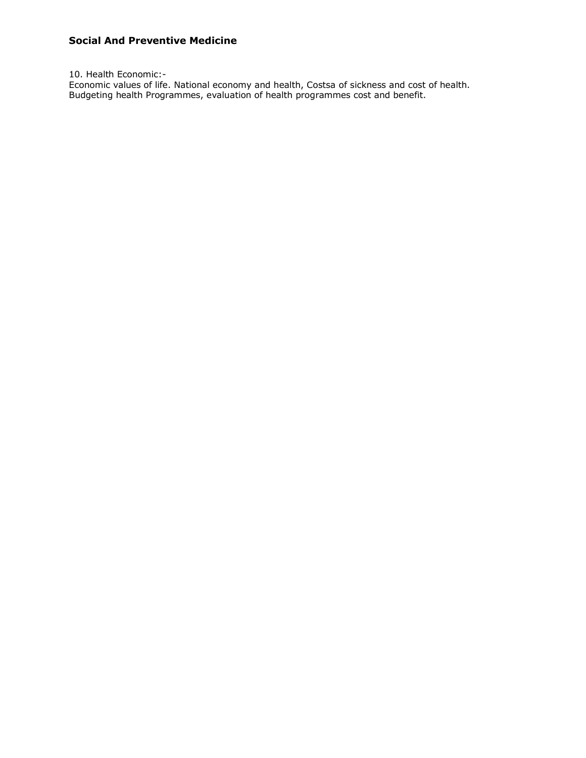10. Health Economic:-
Economic values of life. National economy and health, Costsa of sickness and cost of health. Budgeting health Programmes, evaluation of health programmes cost and benefit.